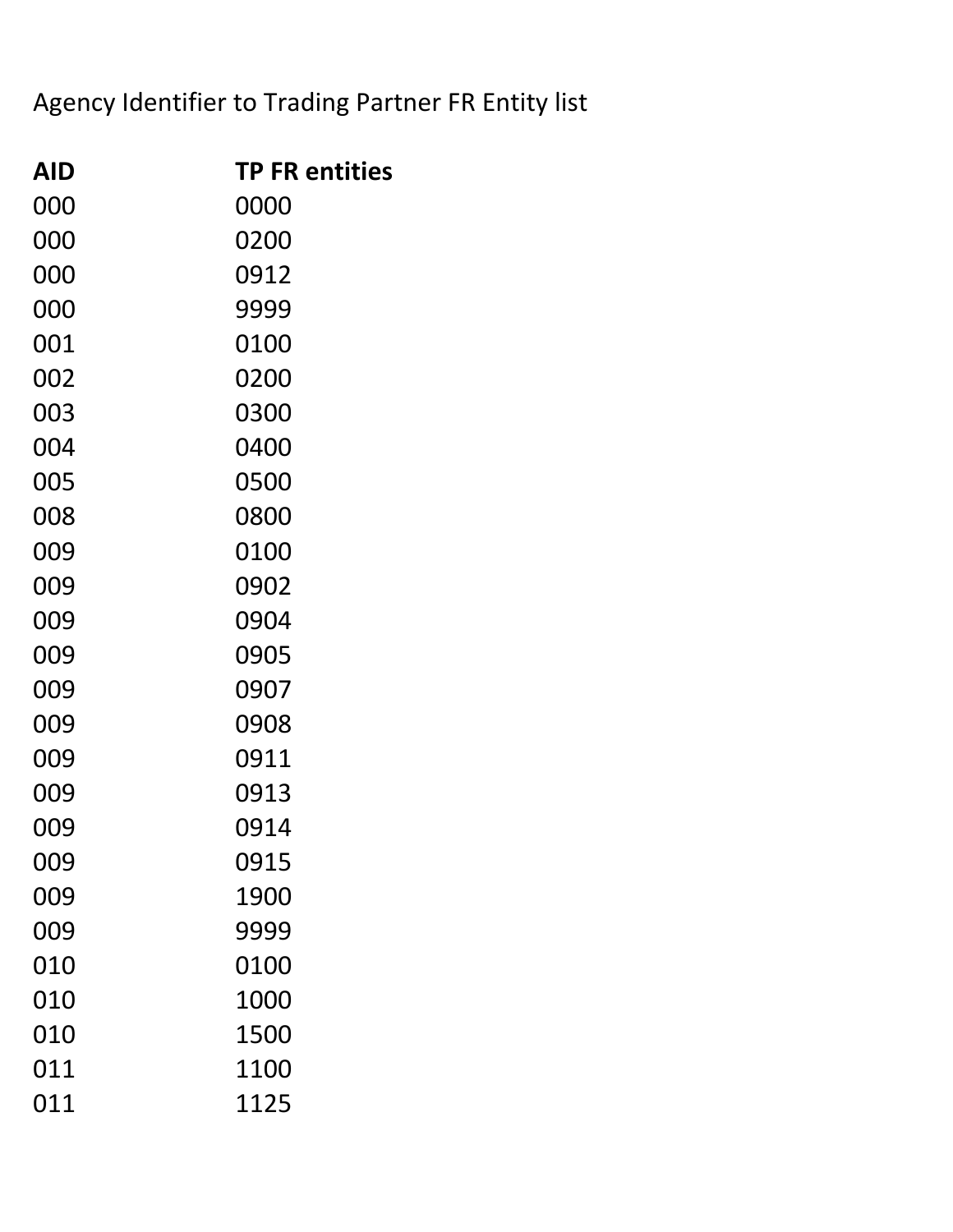Agency Identifier to Trading Partner FR Entity list

| AID | TP FR entities |
| --- | --- |
| 000 | 0000 |
| 000 | 0200 |
| 000 | 0912 |
| 000 | 9999 |
| 001 | 0100 |
| 002 | 0200 |
| 003 | 0300 |
| 004 | 0400 |
| 005 | 0500 |
| 008 | 0800 |
| 009 | 0100 |
| 009 | 0902 |
| 009 | 0904 |
| 009 | 0905 |
| 009 | 0907 |
| 009 | 0908 |
| 009 | 0911 |
| 009 | 0913 |
| 009 | 0914 |
| 009 | 0915 |
| 009 | 1900 |
| 009 | 9999 |
| 010 | 0100 |
| 010 | 1000 |
| 010 | 1500 |
| 011 | 1100 |
| 011 | 1125 |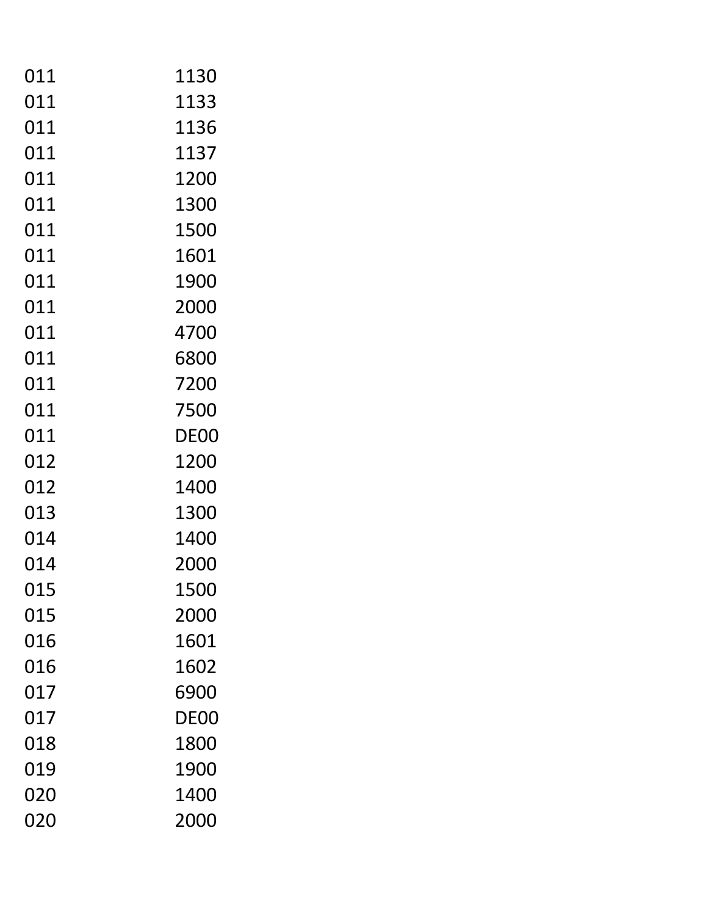| | |
|---|---|
| 011 | 1130 |
| 011 | 1133 |
| 011 | 1136 |
| 011 | 1137 |
| 011 | 1200 |
| 011 | 1300 |
| 011 | 1500 |
| 011 | 1601 |
| 011 | 1900 |
| 011 | 2000 |
| 011 | 4700 |
| 011 | 6800 |
| 011 | 7200 |
| 011 | 7500 |
| 011 | DE00 |
| 012 | 1200 |
| 012 | 1400 |
| 013 | 1300 |
| 014 | 1400 |
| 014 | 2000 |
| 015 | 1500 |
| 015 | 2000 |
| 016 | 1601 |
| 016 | 1602 |
| 017 | 6900 |
| 017 | DE00 |
| 018 | 1800 |
| 019 | 1900 |
| 020 | 1400 |
| 020 | 2000 |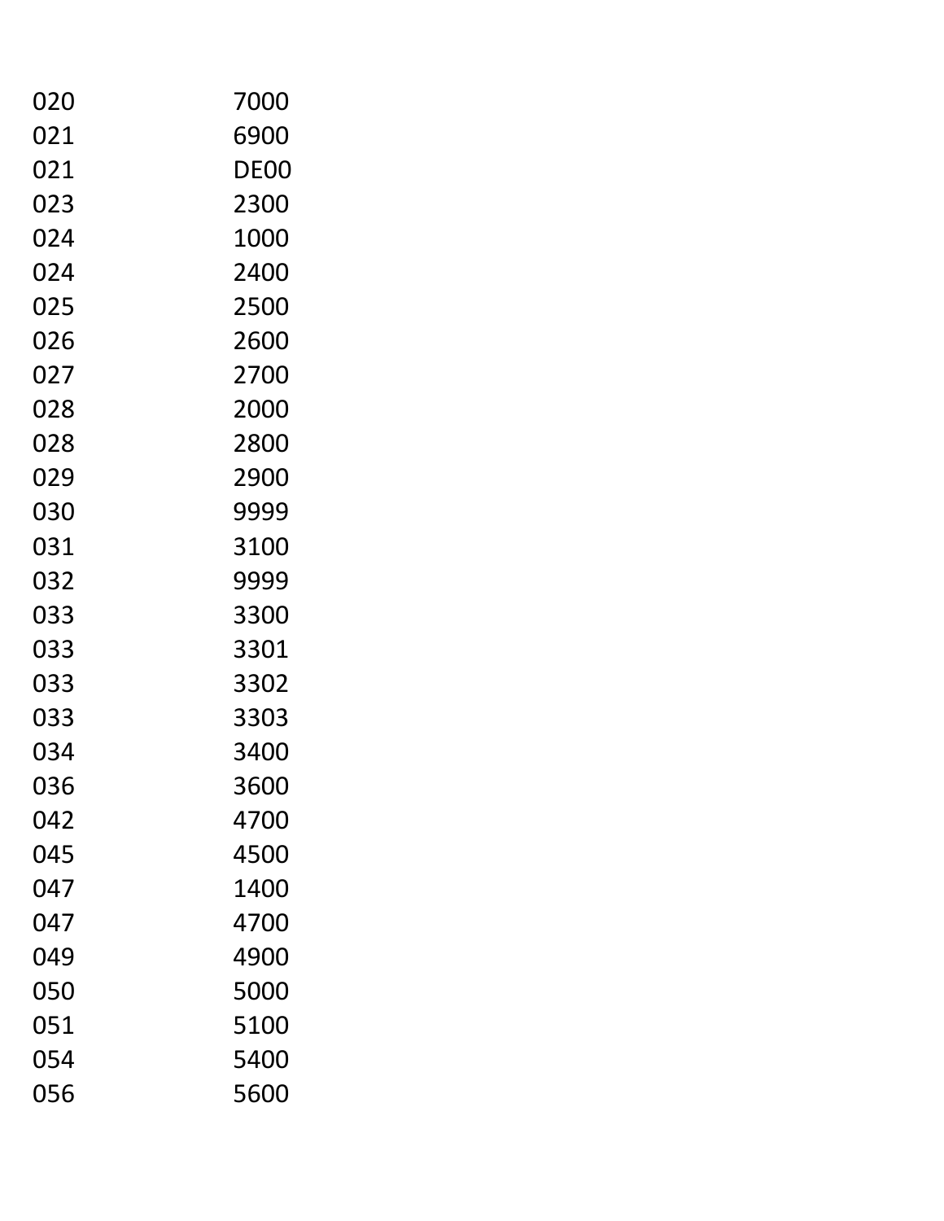| | |
|---|---|
| 020 | 7000 |
| 021 | 6900 |
| 021 | DE00 |
| 023 | 2300 |
| 024 | 1000 |
| 024 | 2400 |
| 025 | 2500 |
| 026 | 2600 |
| 027 | 2700 |
| 028 | 2000 |
| 028 | 2800 |
| 029 | 2900 |
| 030 | 9999 |
| 031 | 3100 |
| 032 | 9999 |
| 033 | 3300 |
| 033 | 3301 |
| 033 | 3302 |
| 033 | 3303 |
| 034 | 3400 |
| 036 | 3600 |
| 042 | 4700 |
| 045 | 4500 |
| 047 | 1400 |
| 047 | 4700 |
| 049 | 4900 |
| 050 | 5000 |
| 051 | 5100 |
| 054 | 5400 |
| 056 | 5600 |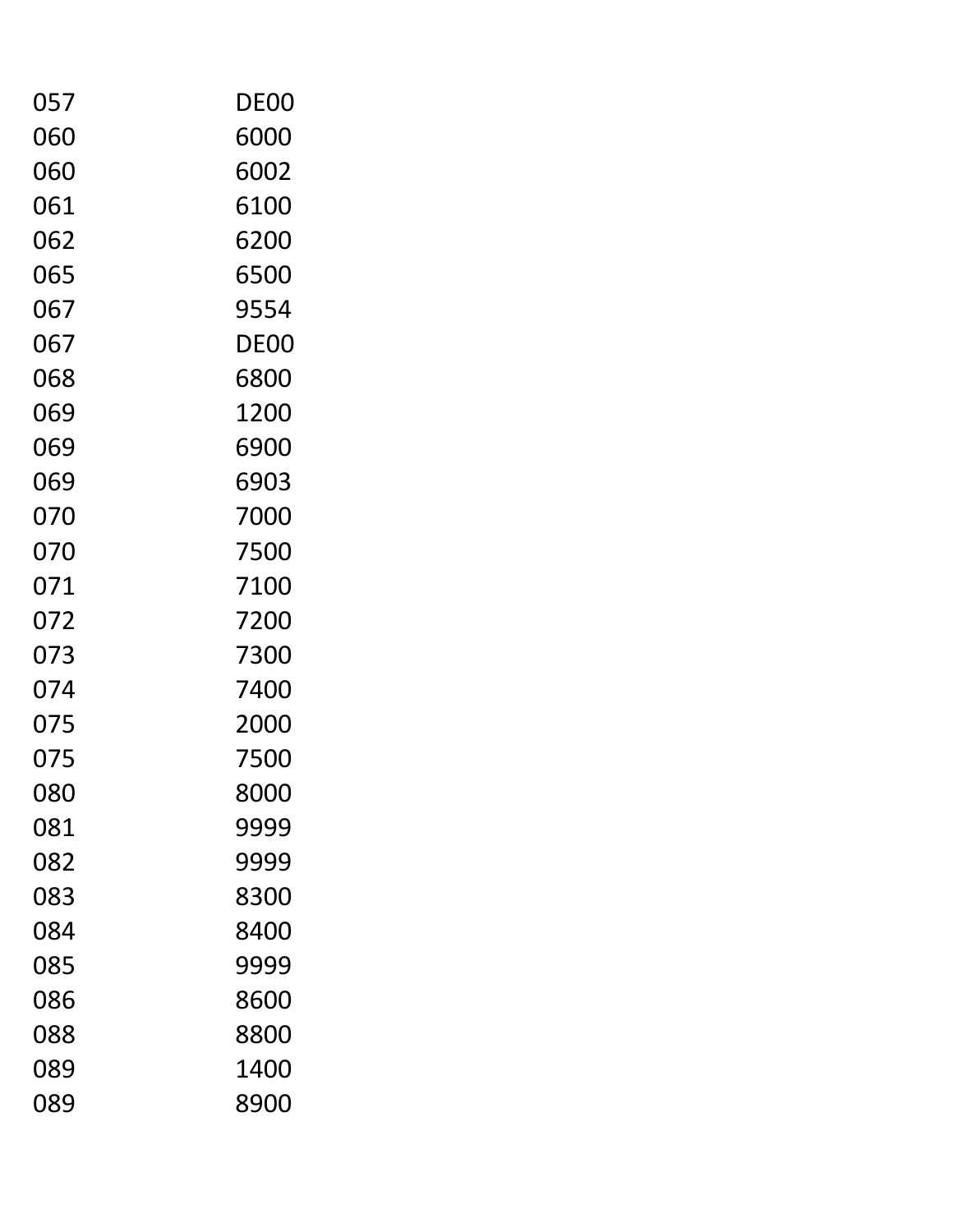| | |
|---|---|
| 057 | DE00 |
| 060 | 6000 |
| 060 | 6002 |
| 061 | 6100 |
| 062 | 6200 |
| 065 | 6500 |
| 067 | 9554 |
| 067 | DE00 |
| 068 | 6800 |
| 069 | 1200 |
| 069 | 6900 |
| 069 | 6903 |
| 070 | 7000 |
| 070 | 7500 |
| 071 | 7100 |
| 072 | 7200 |
| 073 | 7300 |
| 074 | 7400 |
| 075 | 2000 |
| 075 | 7500 |
| 080 | 8000 |
| 081 | 9999 |
| 082 | 9999 |
| 083 | 8300 |
| 084 | 8400 |
| 085 | 9999 |
| 086 | 8600 |
| 088 | 8800 |
| 089 | 1400 |
| 089 | 8900 |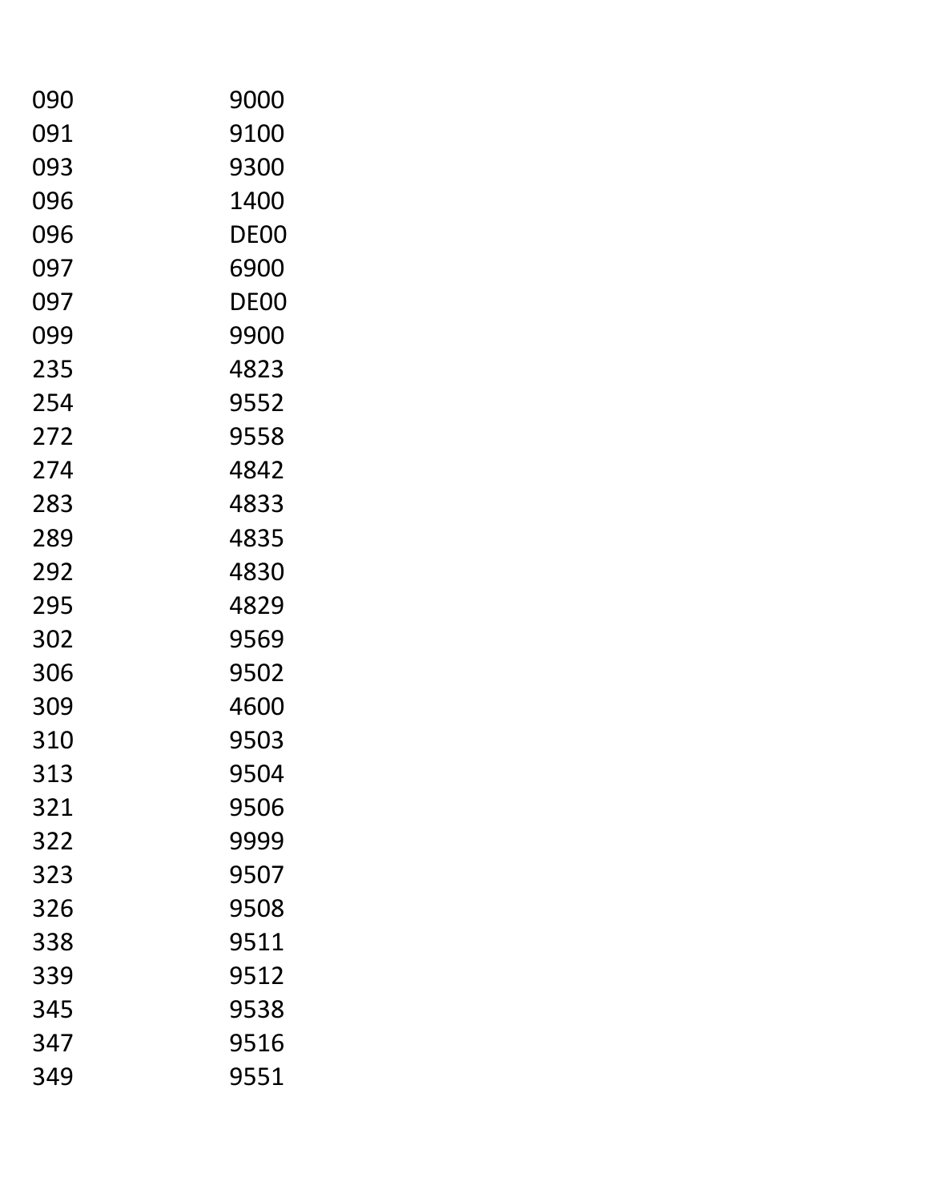| | |
|---|---|
| 090 | 9000 |
| 091 | 9100 |
| 093 | 9300 |
| 096 | 1400 |
| 096 | DE00 |
| 097 | 6900 |
| 097 | DE00 |
| 099 | 9900 |
| 235 | 4823 |
| 254 | 9552 |
| 272 | 9558 |
| 274 | 4842 |
| 283 | 4833 |
| 289 | 4835 |
| 292 | 4830 |
| 295 | 4829 |
| 302 | 9569 |
| 306 | 9502 |
| 309 | 4600 |
| 310 | 9503 |
| 313 | 9504 |
| 321 | 9506 |
| 322 | 9999 |
| 323 | 9507 |
| 326 | 9508 |
| 338 | 9511 |
| 339 | 9512 |
| 345 | 9538 |
| 347 | 9516 |
| 349 | 9551 |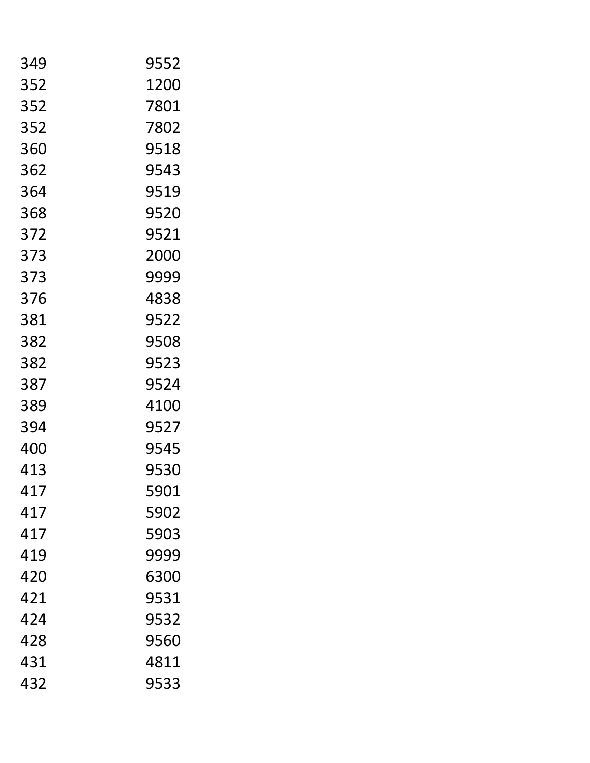| | |
|---|---|
| 349 | 9552 |
| 352 | 1200 |
| 352 | 7801 |
| 352 | 7802 |
| 360 | 9518 |
| 362 | 9543 |
| 364 | 9519 |
| 368 | 9520 |
| 372 | 9521 |
| 373 | 2000 |
| 373 | 9999 |
| 376 | 4838 |
| 381 | 9522 |
| 382 | 9508 |
| 382 | 9523 |
| 387 | 9524 |
| 389 | 4100 |
| 394 | 9527 |
| 400 | 9545 |
| 413 | 9530 |
| 417 | 5901 |
| 417 | 5902 |
| 417 | 5903 |
| 419 | 9999 |
| 420 | 6300 |
| 421 | 9531 |
| 424 | 9532 |
| 428 | 9560 |
| 431 | 4811 |
| 432 | 9533 |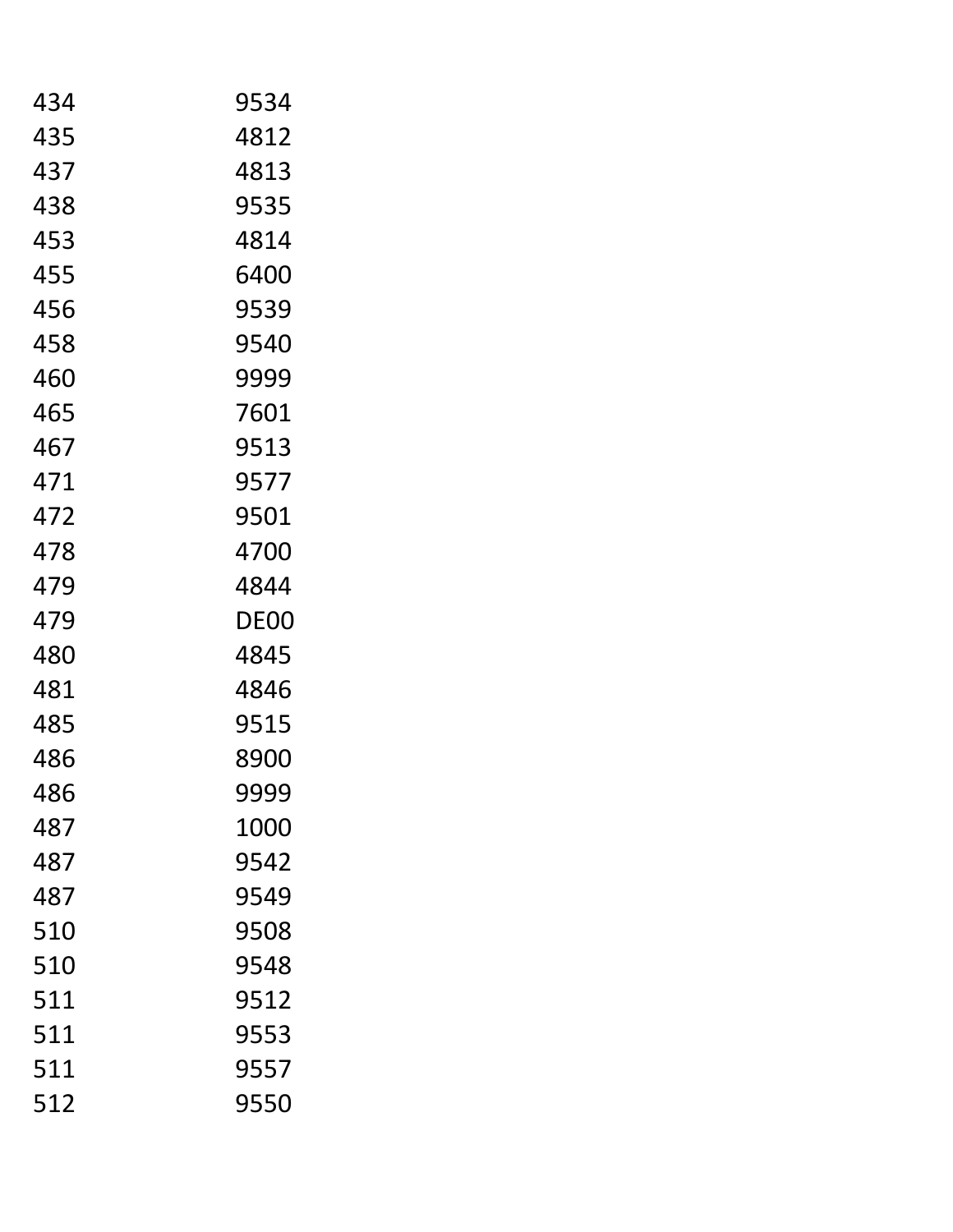| | |
|---|---|
| 434 | 9534 |
| 435 | 4812 |
| 437 | 4813 |
| 438 | 9535 |
| 453 | 4814 |
| 455 | 6400 |
| 456 | 9539 |
| 458 | 9540 |
| 460 | 9999 |
| 465 | 7601 |
| 467 | 9513 |
| 471 | 9577 |
| 472 | 9501 |
| 478 | 4700 |
| 479 | 4844 |
| 479 | DE00 |
| 480 | 4845 |
| 481 | 4846 |
| 485 | 9515 |
| 486 | 8900 |
| 486 | 9999 |
| 487 | 1000 |
| 487 | 9542 |
| 487 | 9549 |
| 510 | 9508 |
| 510 | 9548 |
| 511 | 9512 |
| 511 | 9553 |
| 511 | 9557 |
| 512 | 9550 |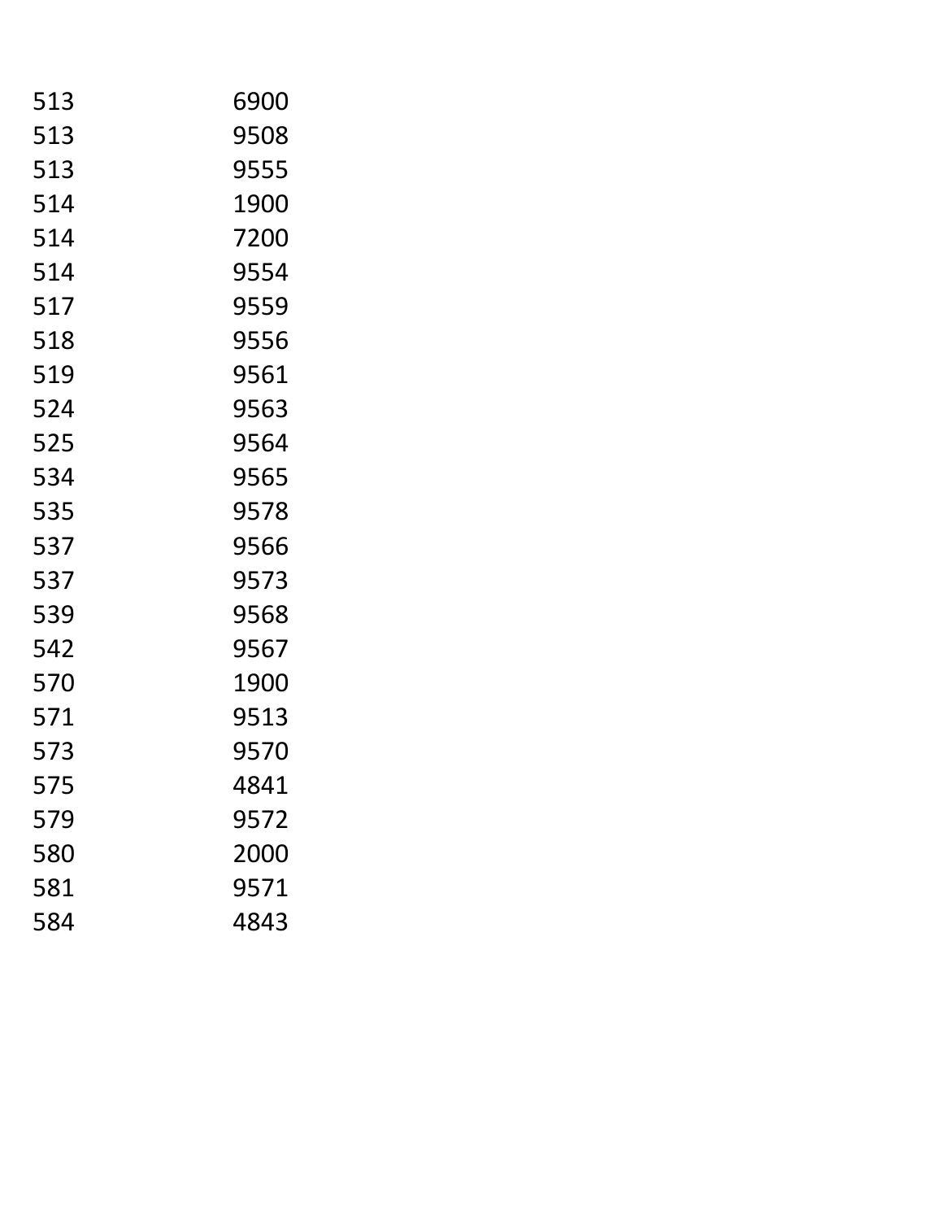| | |
|---|---|
| 513 | 6900 |
| 513 | 9508 |
| 513 | 9555 |
| 514 | 1900 |
| 514 | 7200 |
| 514 | 9554 |
| 517 | 9559 |
| 518 | 9556 |
| 519 | 9561 |
| 524 | 9563 |
| 525 | 9564 |
| 534 | 9565 |
| 535 | 9578 |
| 537 | 9566 |
| 537 | 9573 |
| 539 | 9568 |
| 542 | 9567 |
| 570 | 1900 |
| 571 | 9513 |
| 573 | 9570 |
| 575 | 4841 |
| 579 | 9572 |
| 580 | 2000 |
| 581 | 9571 |
| 584 | 4843 |